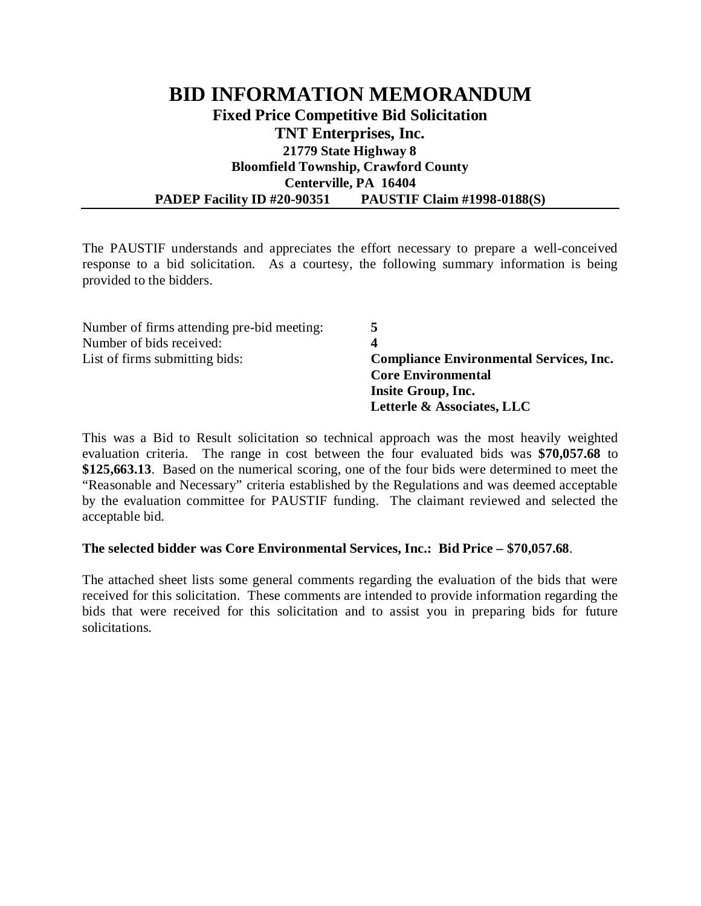# BID INFORMATION MEMORANDUM

**Fixed Price Competitive Bid Solicitation**
**TNT Enterprises, Inc.**
**21779 State Highway 8**
**Bloomfield Township, Crawford County**
**Centerville, PA 16404**
**PADEP Facility ID #20-90351 PAUSTIF Claim #1998-0188(S)**

---

The PAUSTIF understands and appreciates the effort necessary to prepare a well-conceived response to a bid solicitation. As a courtesy, the following summary information is being provided to the bidders.

| | |
|---|---|
| Number of firms attending pre-bid meeting: | **5** |
| Number of bids received: | **4** |
| List of firms submitting bids: | **Compliance Environmental Services, Inc.** |
| | **Core Environmental** |
| | **Insite Group, Inc.** |
| | **Letterle & Associates, LLC** |

This was a Bid to Result solicitation so technical approach was the most heavily weighted evaluation criteria. The range in cost between the four evaluated bids was **$70,057.68** to **$125,663.13**. Based on the numerical scoring, one of the four bids were determined to meet the "Reasonable and Necessary" criteria established by the Regulations and was deemed acceptable by the evaluation committee for PAUSTIF funding. The claimant reviewed and selected the acceptable bid.

**The selected bidder was Core Environmental Services, Inc.: Bid Price – $70,057.68**.

The attached sheet lists some general comments regarding the evaluation of the bids that were received for this solicitation. These comments are intended to provide information regarding the bids that were received for this solicitation and to assist you in preparing bids for future solicitations.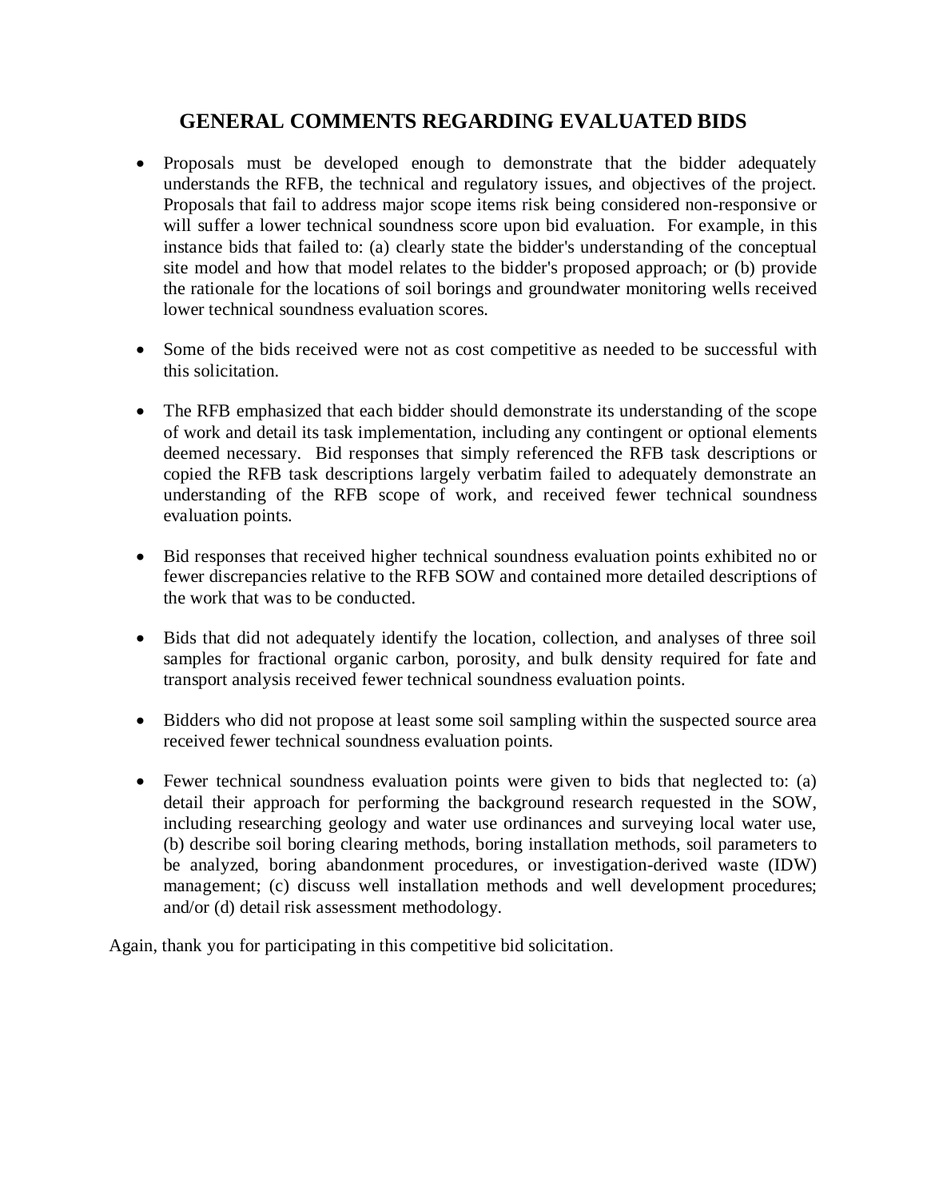## GENERAL COMMENTS REGARDING EVALUATED BIDS

- Proposals must be developed enough to demonstrate that the bidder adequately understands the RFB, the technical and regulatory issues, and objectives of the project. Proposals that fail to address major scope items risk being considered non-responsive or will suffer a lower technical soundness score upon bid evaluation. For example, in this instance bids that failed to: (a) clearly state the bidder's understanding of the conceptual site model and how that model relates to the bidder's proposed approach; or (b) provide the rationale for the locations of soil borings and groundwater monitoring wells received lower technical soundness evaluation scores.

- Some of the bids received were not as cost competitive as needed to be successful with this solicitation.

- The RFB emphasized that each bidder should demonstrate its understanding of the scope of work and detail its task implementation, including any contingent or optional elements deemed necessary. Bid responses that simply referenced the RFB task descriptions or copied the RFB task descriptions largely verbatim failed to adequately demonstrate an understanding of the RFB scope of work, and received fewer technical soundness evaluation points.

- Bid responses that received higher technical soundness evaluation points exhibited no or fewer discrepancies relative to the RFB SOW and contained more detailed descriptions of the work that was to be conducted.

- Bids that did not adequately identify the location, collection, and analyses of three soil samples for fractional organic carbon, porosity, and bulk density required for fate and transport analysis received fewer technical soundness evaluation points.

- Bidders who did not propose at least some soil sampling within the suspected source area received fewer technical soundness evaluation points.

- Fewer technical soundness evaluation points were given to bids that neglected to: (a) detail their approach for performing the background research requested in the SOW, including researching geology and water use ordinances and surveying local water use, (b) describe soil boring clearing methods, boring installation methods, soil parameters to be analyzed, boring abandonment procedures, or investigation-derived waste (IDW) management; (c) discuss well installation methods and well development procedures; and/or (d) detail risk assessment methodology.

Again, thank you for participating in this competitive bid solicitation.